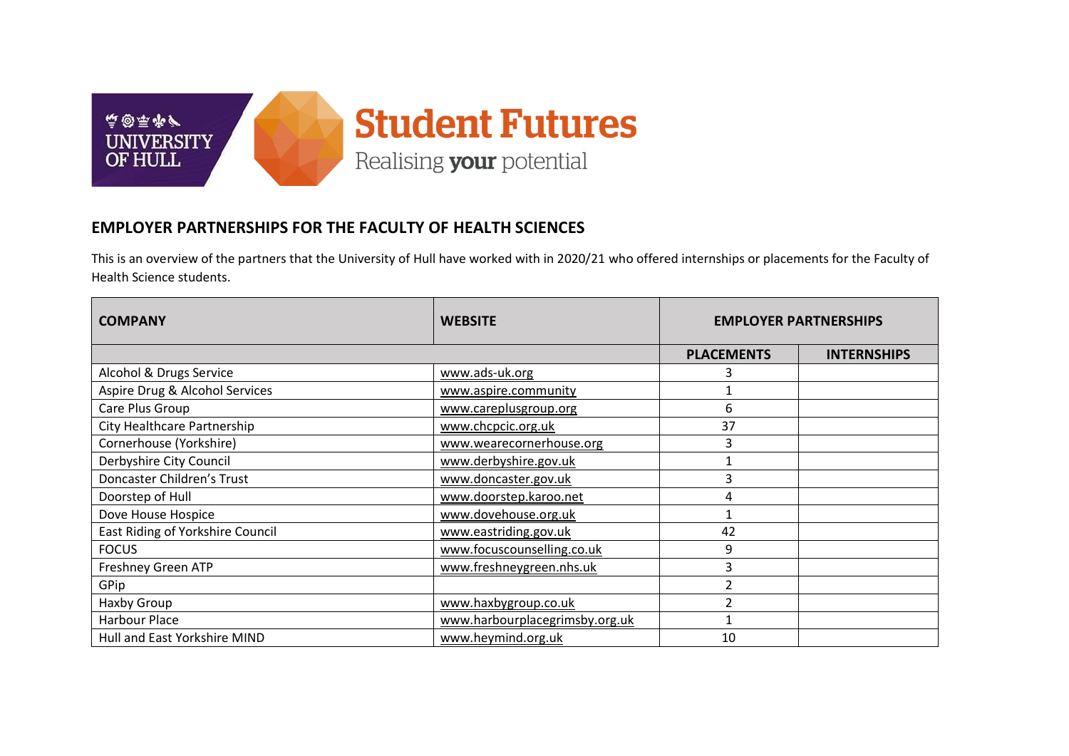UNIVERSITY OF HULL

**Student Futures**

Realising **your** potential

## EMPLOYER PARTNERSHIPS FOR THE FACULTY OF HEALTH SCIENCES

This is an overview of the partners that the University of Hull have worked with in 2020/21 who offered internships or placements for the Faculty of Health Science students.

| COMPANY | WEBSITE | EMPLOYER PARTNERSHIPS | |
|---|---|---|---|
| | | PLACEMENTS | INTERNSHIPS |
| Alcohol & Drugs Service | www.ads-uk.org | 3 | |
| Aspire Drug & Alcohol Services | www.aspire.community | 1 | |
| Care Plus Group | www.careplusgroup.org | 6 | |
| City Healthcare Partnership | www.chcpcic.org.uk | 37 | |
| Cornerhouse (Yorkshire) | www.wearecornerhouse.org | 3 | |
| Derbyshire City Council | www.derbyshire.gov.uk | 1 | |
| Doncaster Children's Trust | www.doncaster.gov.uk | 3 | |
| Doorstep of Hull | www.doorstep.karoo.net | 4 | |
| Dove House Hospice | www.dovehouse.org.uk | 1 | |
| East Riding of Yorkshire Council | www.eastriding.gov.uk | 42 | |
| FOCUS | www.focuscounselling.co.uk | 9 | |
| Freshney Green ATP | www.freshneygreen.nhs.uk | 3 | |
| GPip | | 2 | |
| Haxby Group | www.haxbygroup.co.uk | 2 | |
| Harbour Place | www.harbourplacegrimsby.org.uk | 1 | |
| Hull and East Yorkshire MIND | www.heymind.org.uk | 10 | |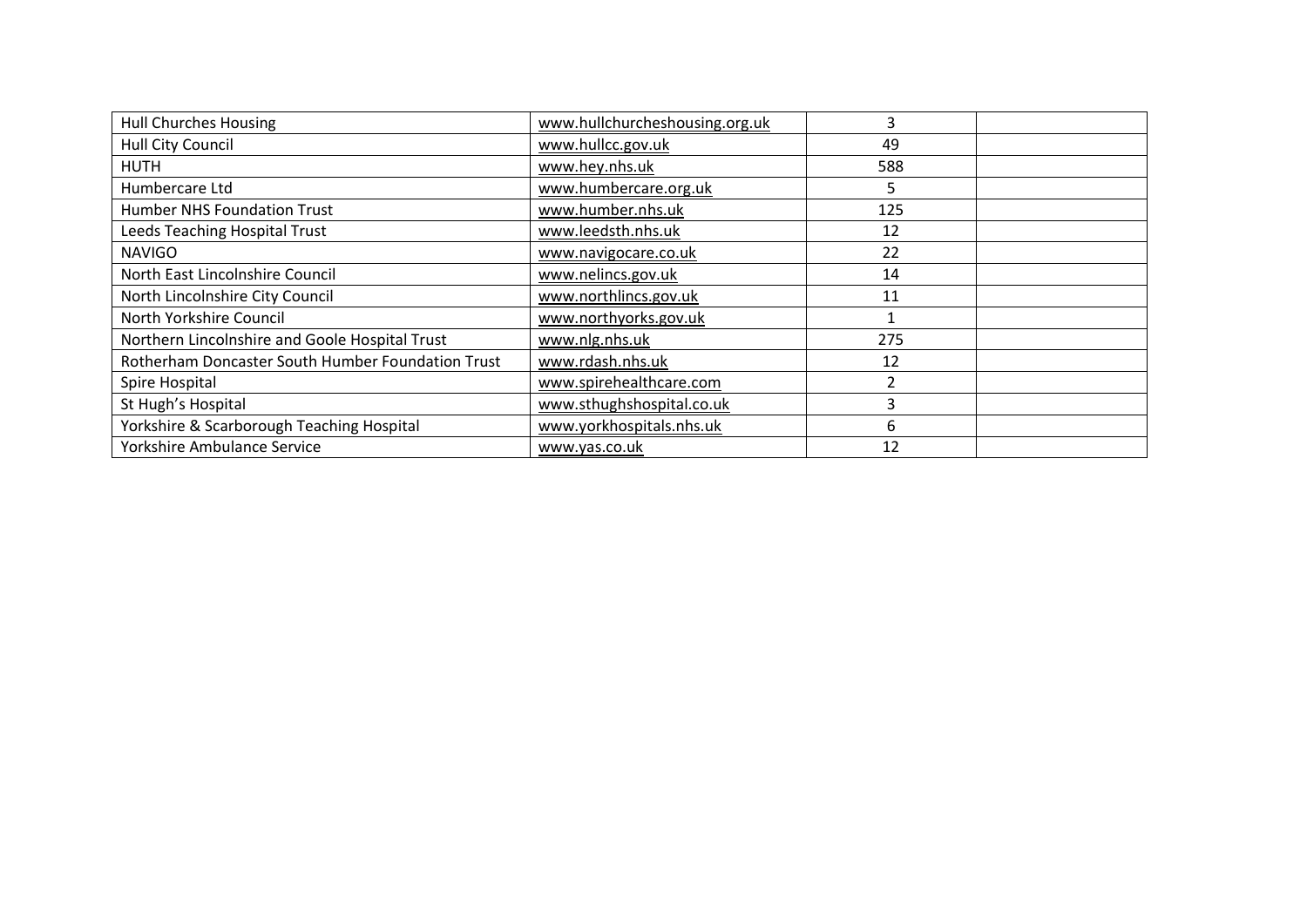| | | | |
|---|---|---|---|
| Hull Churches Housing | www.hullchurcheshousing.org.uk | 3 | |
| Hull City Council | www.hullcc.gov.uk | 49 | |
| HUTH | www.hey.nhs.uk | 588 | |
| Humbercare Ltd | www.humbercare.org.uk | 5 | |
| Humber NHS Foundation Trust | www.humber.nhs.uk | 125 | |
| Leeds Teaching Hospital Trust | www.leedsth.nhs.uk | 12 | |
| NAVIGO | www.navigocare.co.uk | 22 | |
| North East Lincolnshire Council | www.nelincs.gov.uk | 14 | |
| North Lincolnshire City Council | www.northlincs.gov.uk | 11 | |
| North Yorkshire Council | www.northyorks.gov.uk | 1 | |
| Northern Lincolnshire and Goole Hospital Trust | www.nlg.nhs.uk | 275 | |
| Rotherham Doncaster South Humber Foundation Trust | www.rdash.nhs.uk | 12 | |
| Spire Hospital | www.spirehealthcare.com | 2 | |
| St Hugh's Hospital | www.sthughshospital.co.uk | 3 | |
| Yorkshire & Scarborough Teaching Hospital | www.yorkhospitals.nhs.uk | 6 | |
| Yorkshire Ambulance Service | www.yas.co.uk | 12 | |